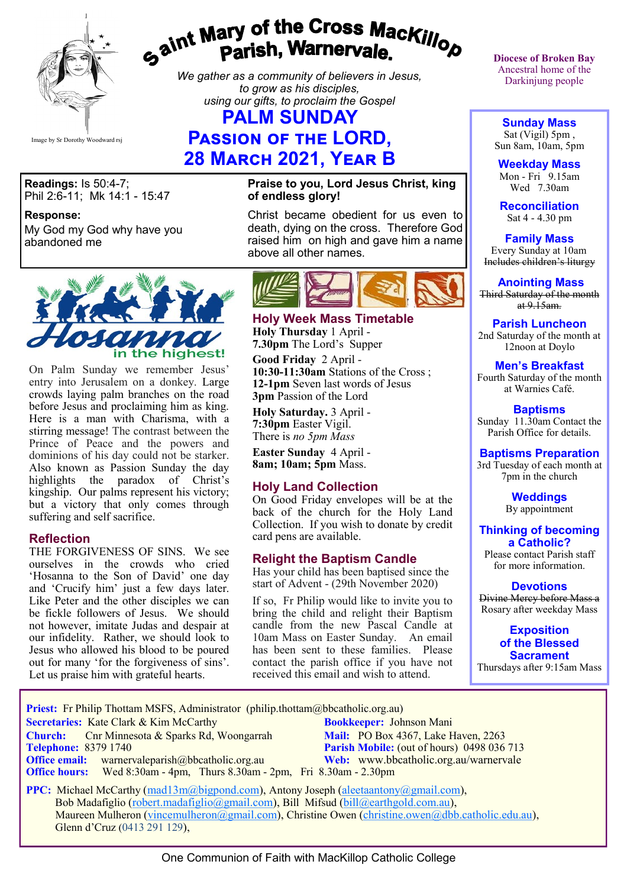# Saint Mary of the Cross MacKillop Parish, Warnervale.

Image by Sr Dorothy Woodward rsj

*We gather as a community of believers in Jesus, to grow as his disciples, using our gifts, to proclaim the Gospel*

Diocese of Broken Bay
Ancestral home of the Darkinjung people

## PALM SUNDAY
## Passion of the LORD,
## 28 March 2021, Year B

**Readings:** Is 50:4-7; Phil 2:6-11; Mk 14:1 - 15:47

**Response:**
My God my God why have you abandoned me

**Praise to you, Lord Jesus Christ, king of endless glory!**

Christ became obedient for us even to death, dying on the cross. Therefore God raised him on high and gave him a name above all other names.

**Hosanna in the highest!**

On Palm Sunday we remember Jesus' entry into Jerusalem on a donkey. Large crowds laying palm branches on the road before Jesus and proclaiming him as king. Here is a man with Charisma, with a stirring message! The contrast between the Prince of Peace and the powers and dominions of his day could not be starker. Also known as Passion Sunday the day highlights the paradox of Christ's kingship. Our palms represent his victory; but a victory that only comes through suffering and self sacrifice.

### Reflection

THE FORGIVENESS OF SINS. We see ourselves in the crowds who cried 'Hosanna to the Son of David' one day and 'Crucify him' just a few days later. Like Peter and the other disciples we can be fickle followers of Jesus. We should not however, imitate Judas and despair at our infidelity. Rather, we should look to Jesus who allowed his blood to be poured out for many 'for the forgiveness of sins'. Let us praise him with grateful hearts.

### Holy Week Mass Timetable

**Holy Thursday** 1 April -
**7.30pm** The Lord's Supper

**Good Friday** 2 April -
**10:30-11:30am** Stations of the Cross ;
**12-1pm** Seven last words of Jesus
**3pm** Passion of the Lord

**Holy Saturday.** 3 April -
**7:30pm** Easter Vigil.
There is *no 5pm Mass*

**Easter Sunday** 4 April -
**8am; 10am; 5pm** Mass.

### Holy Land Collection

On Good Friday envelopes will be at the back of the church for the Holy Land Collection. If you wish to donate by credit card pens are available.

### Relight the Baptism Candle

Has your child has been baptised since the start of Advent - (29th November 2020)

If so, Fr Philip would like to invite you to bring the child and relight their Baptism candle from the new Pascal Candle at 10am Mass on Easter Sunday. An email has been sent to these families. Please contact the parish office if you have not received this email and wish to attend.

**Sunday Mass**
Sat (Vigil) 5pm ,
Sun 8am, 10am, 5pm

**Weekday Mass**
Mon - Fri 9.15am
Wed 7.30am

**Reconciliation**
Sat 4 - 4.30 pm

**Family Mass**
Every Sunday at 10am
~~Includes children's liturgy~~

**Anointing Mass**
~~Third Saturday of the month at 9.15am.~~

**Parish Luncheon**
2nd Saturday of the month at 12noon at Doylo

**Men's Breakfast**
Fourth Saturday of the month at Warnies Café.

**Baptisms**
Sunday 11.30am Contact the Parish Office for details.

**Baptisms Preparation**
3rd Tuesday of each month at 7pm in the church

**Weddings**
By appointment

**Thinking of becoming a Catholic?**
Please contact Parish staff for more information.

**Devotions**
~~Divine Mercy before Mass a~~
Rosary after weekday Mass

**Exposition of the Blessed Sacrament**
Thursdays after 9:15am Mass

**Priest:** Fr Philip Thottam MSFS, Administrator (philip.thottam@bbcatholic.org.au)
**Secretaries:** Kate Clark & Kim McCarthy
**Bookkeeper:** Johnson Mani
**Church:** Cnr Minnesota & Sparks Rd, Woongarrah
**Mail:** PO Box 4367, Lake Haven, 2263
**Telephone:** 8379 1740
**Parish Mobile:** (out of hours) 0498 036 713
**Office email:** warnervaleparish@bbcatholic.org.au
**Web:** www.bbcatholic.org.au/warnervale
**Office hours:** Wed 8:30am - 4pm, Thurs 8.30am - 2pm, Fri 8.30am - 2.30pm

**PPC:** Michael McCarthy (mad13m@bigpond.com), Antony Joseph (aleetaantony@gmail.com), Bob Madafiglio (robert.madafiglio@gmail.com), Bill Mifsud (bill@earthgold.com.au), Maureen Mulheron (vincemulheron@gmail.com), Christine Owen (christine.owen@dbb.catholic.edu.au), Glenn d'Cruz (0413 291 129),

One Communion of Faith with MacKillop Catholic College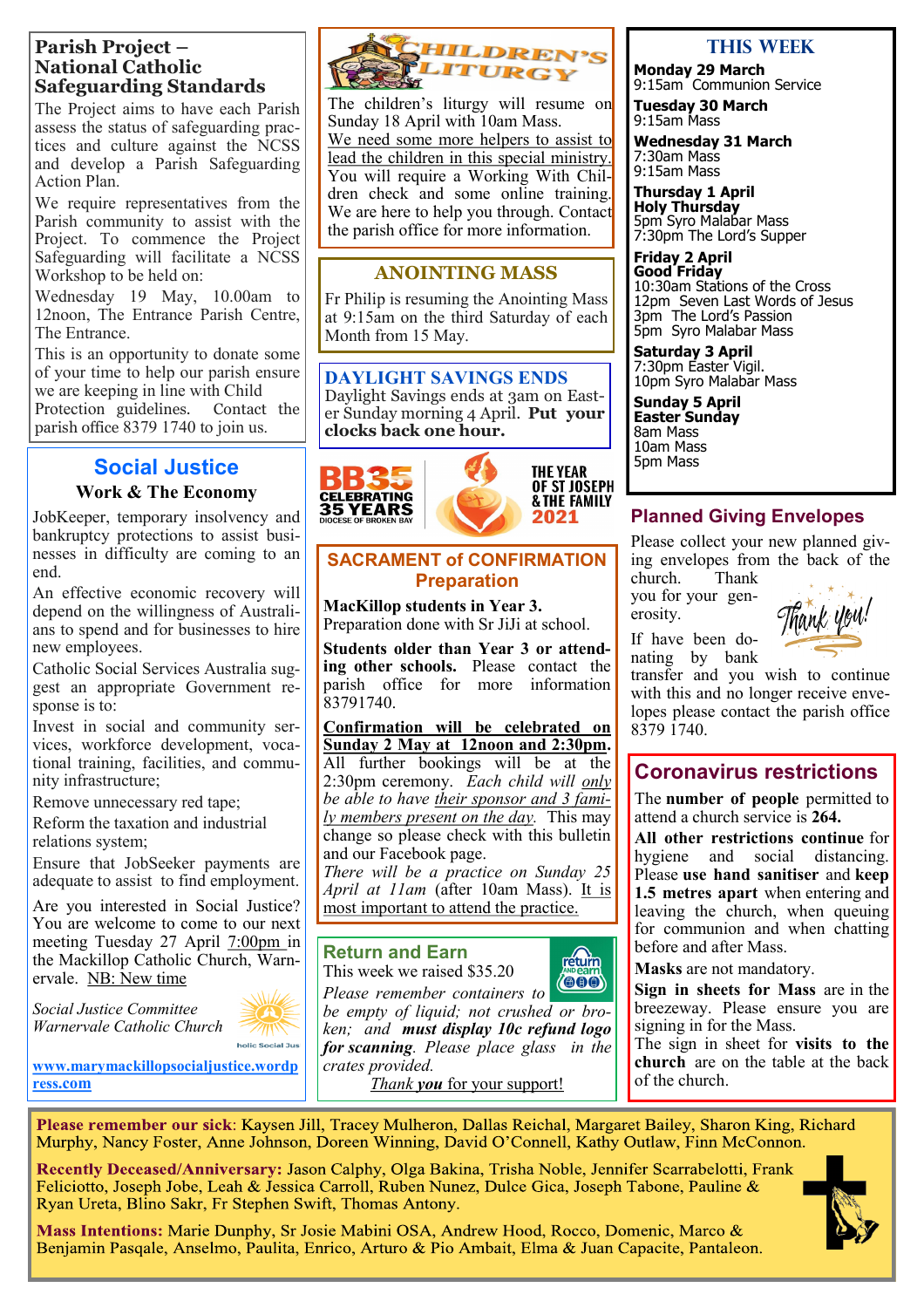## Parish Project – National Catholic Safeguarding Standards

The Project aims to have each Parish assess the status of safeguarding practices and culture against the NCSS and develop a Parish Safeguarding Action Plan.

We require representatives from the Parish community to assist with the Project. To commence the Project Safeguarding will facilitate a NCSS Workshop to be held on:

Wednesday 19 May, 10.00am to 12noon, The Entrance Parish Centre, The Entrance.

This is an opportunity to donate some of your time to help our parish ensure we are keeping in line with Child Protection guidelines. Contact the parish office 8379 1740 to join us.

## Social Justice

### Work & The Economy

JobKeeper, temporary insolvency and bankruptcy protections to assist businesses in difficulty are coming to an end.

An effective economic recovery will depend on the willingness of Australians to spend and for businesses to hire new employees.

Catholic Social Services Australia suggest an appropriate Government response is to:

Invest in social and community services, workforce development, vocational training facilities, and community infrastructure;

Remove unnecessary red tape;

Reform the taxation and industrial relations system;

Ensure that JobSeeker payments are adequate to assist to find employment.

Are you interested in Social Justice? You are welcome to come to our next meeting Tuesday 27 April 7:00pm in the Mackillop Catholic Church, Warnervale. NB: New time

*Social Justice Committee*
*Warnervale Catholic Church*

www.marymackillopsocialjustice.wordpress.com

## Children's Liturgy

The children's liturgy will resume on Sunday 18 April with 10am Mass.

We need some more helpers to assist to lead the children in this special ministry. You will require a Working With Children check and some online training. We are here to help you through. Contact the parish office for more information.

## Anointing Mass

Fr Philip is resuming the Anointing Mass at 9:15am on the third Saturday of each Month from 15 May.

## Daylight Savings Ends

Daylight Savings ends at 3am on Easter Sunday morning 4 April. **Put your clocks back one hour.**

BB35 CELEBRATING 35 YEARS DIOCESE OF BROKEN BAY

THE YEAR OF ST JOSEPH & THE FAMILY 2021

## Sacrament of Confirmation Preparation

**MacKillop students in Year 3.** Preparation done with Sr JiJi at school.

**Students older than Year 3 or attending other schools.** Please contact the parish office for more information 83791740.

**Confirmation will be celebrated on Sunday 2 May at 12noon and 2:30pm.** All further bookings will be at the 2:30pm ceremony. *Each child will only be able to have their sponsor and 3 family members present on the day.* This may change so please check with this bulletin and our Facebook page.

*There will be a practice on Sunday 25 April at 11am* (after 10am Mass). It is most important to attend the practice.

## Return and Earn

This week we raised $35.20

*Please remember containers to be empty of liquid; not crushed or broken; and* ***must display 10c refund logo for scanning****. Please place glass in the crates provided.*

*Thank **you** for your support!*

## This Week

**Monday 29 March**
9:15am Communion Service

**Tuesday 30 March**
9:15am Mass

**Wednesday 31 March**
7:30am Mass
9:15am Mass

**Thursday 1 April**
**Holy Thursday**
5pm Syro Malabar Mass
7:30pm The Lord's Supper

**Friday 2 April**
**Good Friday**
10:30am Stations of the Cross
12pm Seven Last Words of Jesus
3pm The Lord's Passion
5pm Syro Malabar Mass

**Saturday 3 April**
7:30pm Easter Vigil.
10pm Syro Malabar Mass

**Sunday 5 April**
**Easter Sunday**
8am Mass
10am Mass
5pm Mass

## Planned Giving Envelopes

Please collect your new planned giving envelopes from the back of the church. Thank you for your generosity.

If have been donating by bank transfer and you wish to continue with this and no longer receive envelopes please contact the parish office 8379 1740.

## Coronavirus restrictions

The **number of people** permitted to attend a church service is **264.**

**All other restrictions continue** for hygiene and social distancing. Please **use hand sanitiser** and **keep 1.5 metres apart** when entering and leaving the church, when queuing for communion and when chatting before and after Mass.

**Masks** are not mandatory.

**Sign in sheets for Mass** are in the breezeway. Please ensure you are signing in for the Mass.

The sign in sheet for **visits to the church** are on the table at the back of the church.

**Please remember our sick**: Kaysen Jill, Tracey Mulheron, Dallas Reichal, Margaret Bailey, Sharon King, Richard Murphy, Nancy Foster, Anne Johnson, Doreen Winning, David O'Connell, Kathy Outlaw, Finn McConnon.

**Recently Deceased/Anniversary:** Jason Calphy, Olga Bakina, Trisha Noble, Jennifer Scarrabelotti, Frank Feliciotto, Joseph Jobe, Leah & Jessica Carroll, Ruben Nunez, Dulce Gica, Joseph Tabone, Pauline & Ryan Ureta, Blino Sakr, Fr Stephen Swift, Thomas Antony.

**Mass Intentions:** Marie Dunphy, Sr Josie Mabini OSA, Andrew Hood, Rocco, Domenic, Marco & Benjamin Pasqale, Anselmo, Paulita, Enrico, Arturo & Pio Ambait, Elma & Juan Capacite, Pantaleon.